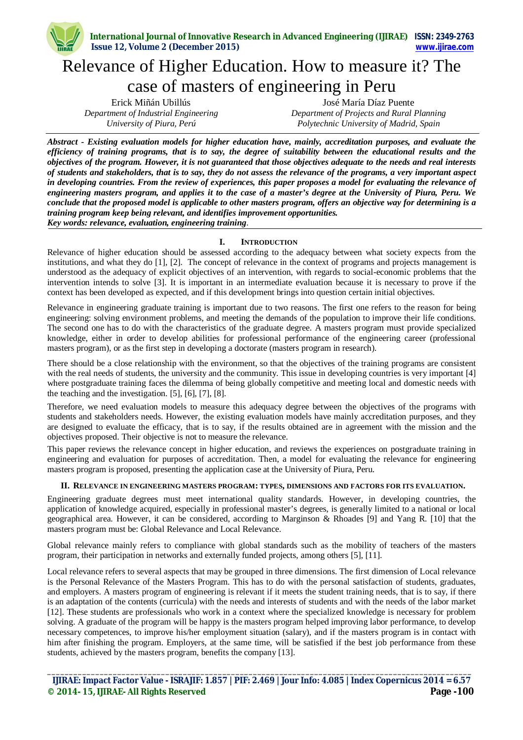# Relevance of Higher Education. How to measure it? The case of masters of engineering in Peru

**Erick Miñán Ubillús**
*Department of Industrial Engineering*
*University of Piura, Perú*

**José María Díaz Puente**
*Department of Projects and Rural Planning*
*Polytechnic University of Madrid, Spain*

***Abstract - Existing evaluation models for higher education have, mainly, accreditation purposes, and evaluate the efficiency of training programs, that is to say, the degree of suitability between the educational results and the objectives of the program. However, it is not guaranteed that those objectives adequate to the needs and real interests of students and stakeholders, that is to say, they do not assess the relevance of the programs, a very important aspect in developing countries. From the review of experiences, this paper proposes a model for evaluating the relevance of engineering masters program, and applies it to the case of a master's degree at the University of Piura, Peru. We conclude that the proposed model is applicable to other masters program, offers an objective way for determining is a training program keep being relevant, and identifies improvement opportunities.***

***Key words: relevance, evaluation, engineering training**.*

## I. INTRODUCTION

Relevance of higher education should be assessed according to the adequacy between what society expects from the institutions, and what they do [1], [2]. The concept of relevance in the context of programs and projects management is understood as the adequacy of explicit objectives of an intervention, with regards to social-economic problems that the intervention intends to solve [3]. It is important in an intermediate evaluation because it is necessary to prove if the context has been developed as expected, and if this development brings into question certain initial objectives.

Relevance in engineering graduate training is important due to two reasons. The first one refers to the reason for being engineering: solving environment problems, and meeting the demands of the population to improve their life conditions. The second one has to do with the characteristics of the graduate degree. A masters program must provide specialized knowledge, either in order to develop abilities for professional performance of the engineering career (professional masters program), or as the first step in developing a doctorate (masters program in research).

There should be a close relationship with the environment, so that the objectives of the training programs are consistent with the real needs of students, the university and the community. This issue in developing countries is very important [4] where postgraduate training faces the dilemma of being globally competitive and meeting local and domestic needs with the teaching and the investigation. [5], [6], [7], [8].

Therefore, we need evaluation models to measure this adequacy degree between the objectives of the programs with students and stakeholders needs. However, the existing evaluation models have mainly accreditation purposes, and they are designed to evaluate the efficacy, that is to say, if the results obtained are in agreement with the mission and the objectives proposed. Their objective is not to measure the relevance.

This paper reviews the relevance concept in higher education, and reviews the experiences on postgraduate training in engineering and evaluation for purposes of accreditation. Then, a model for evaluating the relevance for engineering masters program is proposed, presenting the application case at the University of Piura, Peru.

## II. RELEVANCE IN ENGINEERING MASTERS PROGRAM: TYPES, DIMENSIONS AND FACTORS FOR ITS EVALUATION.

Engineering graduate degrees must meet international quality standards. However, in developing countries, the application of knowledge acquired, especially in professional master's degrees, is generally limited to a national or local geographical area. However, it can be considered, according to Marginson & Rhoades [9] and Yang R. [10] that the masters program must be: Global Relevance and Local Relevance.

Global relevance mainly refers to compliance with global standards such as the mobility of teachers of the masters program, their participation in networks and externally funded projects, among others [5], [11].

Local relevance refers to several aspects that may be grouped in three dimensions. The first dimension of Local relevance is the Personal Relevance of the Masters Program. This has to do with the personal satisfaction of students, graduates, and employers. A masters program of engineering is relevant if it meets the student training needs, that is to say, if there is an adaptation of the contents (curricula) with the needs and interests of students and with the needs of the labor market [12]. These students are professionals who work in a context where the specialized knowledge is necessary for problem solving. A graduate of the program will be happy is the masters program helped improving labor performance, to develop necessary competences, to improve his/her employment situation (salary), and if the masters program is in contact with him after finishing the program. Employers, at the same time, will be satisfied if the best job performance from these students, achieved by the masters program, benefits the company [13].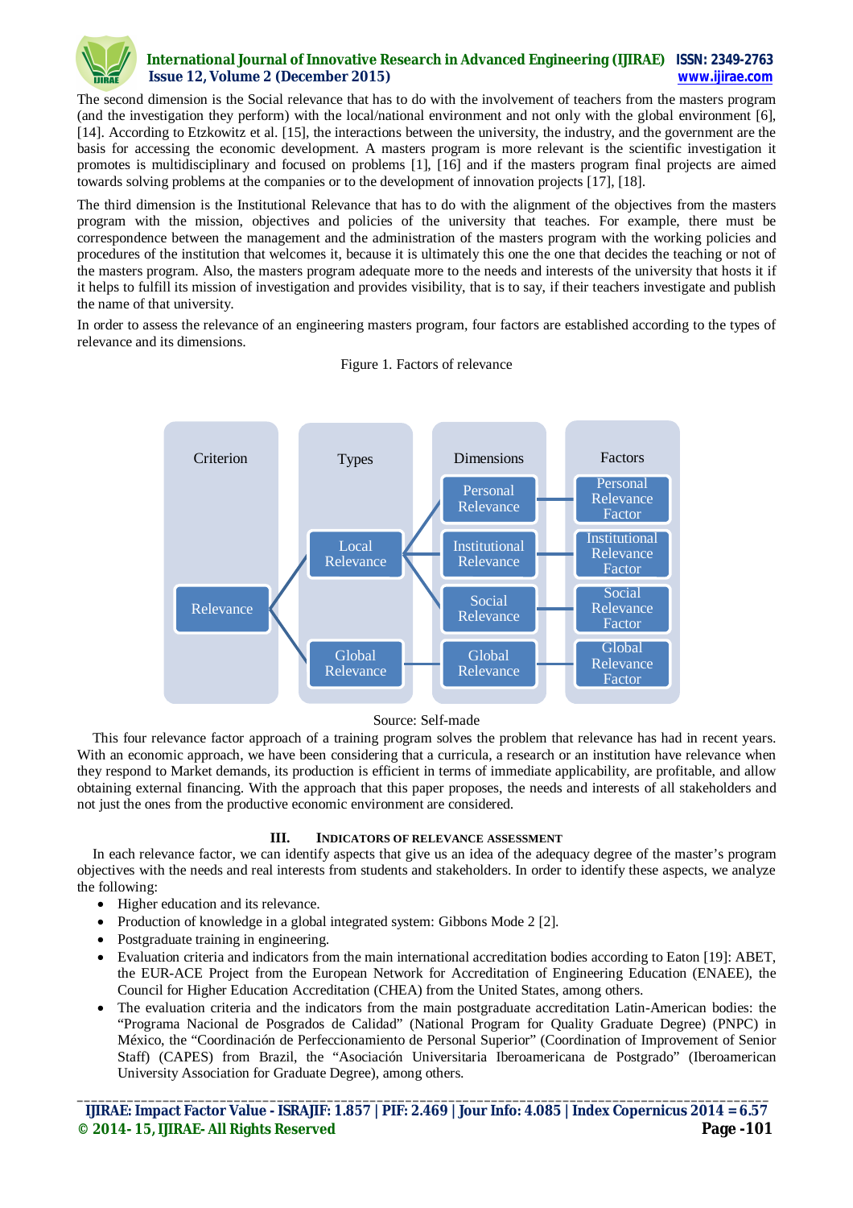The second dimension is the Social relevance that has to do with the involvement of teachers from the masters program (and the investigation they perform) with the local/national environment and not only with the global environment [6], [14]. According to Etzkowitz et al. [15], the interactions between the university, the industry, and the government are the basis for accessing the economic development. A masters program is more relevant is the scientific investigation it promotes is multidisciplinary and focused on problems [1], [16] and if the masters program final projects are aimed towards solving problems at the companies or to the development of innovation projects [17], [18].

The third dimension is the Institutional Relevance that has to do with the alignment of the objectives from the masters program with the mission, objectives and policies of the university that teaches. For example, there must be correspondence between the management and the administration of the masters program with the working policies and procedures of the institution that welcomes it, because it is ultimately this one the one that decides the teaching or not of the masters program. Also, the masters program adequate more to the needs and interests of the university that hosts it if it helps to fulfill its mission of investigation and provides visibility, that is to say, if their teachers investigate and publish the name of that university.

In order to assess the relevance of an engineering masters program, four factors are established according to the types of relevance and its dimensions.

Figure 1. Factors of relevance

| Criterion | Types | Dimensions | Factors |
|---|---|---|---|
| Relevance | Local Relevance | Personal Relevance | Personal Relevance Factor |
| | | Institutional Relevance | Institutional Relevance Factor |
| | | Social Relevance | Social Relevance Factor |
| | Global Relevance | Global Relevance | Global Relevance Factor |

Source: Self-made

This four relevance factor approach of a training program solves the problem that relevance has had in recent years. With an economic approach, we have been considering that a curricula, a research or an institution have relevance when they respond to Market demands, its production is efficient in terms of immediate applicability, are profitable, and allow obtaining external financing. With the approach that this paper proposes, the needs and interests of all stakeholders and not just the ones from the productive economic environment are considered.

## III. Indicators of Relevance Assessment

In each relevance factor, we can identify aspects that give us an idea of the adequacy degree of the master's program objectives with the needs and real interests from students and stakeholders. In order to identify these aspects, we analyze the following:

- Higher education and its relevance.
- Production of knowledge in a global integrated system: Gibbons Mode 2 [2].
- Postgraduate training in engineering.
- Evaluation criteria and indicators from the main international accreditation bodies according to Eaton [19]: ABET, the EUR-ACE Project from the European Network for Accreditation of Engineering Education (ENAEE), the Council for Higher Education Accreditation (CHEA) from the United States, among others.
- The evaluation criteria and the indicators from the main postgraduate accreditation Latin-American bodies: the "Programa Nacional de Posgrados de Calidad" (National Program for Quality Graduate Degree) (PNPC) in México, the "Coordinación de Perfeccionamiento de Personal Superior" (Coordination of Improvement of Senior Staff) (CAPES) from Brazil, the "Asociación Universitaria Iberoamericana de Postgrado" (Iberoamerican University Association for Graduate Degree), among others.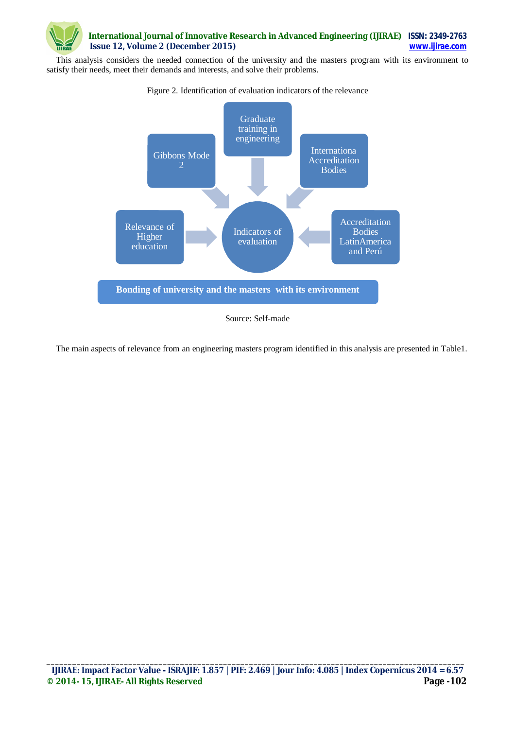This analysis considers the needed connection of the university and the masters program with its environment to satisfy their needs, meet their demands and interests, and solve their problems.

Figure 2. Identification of evaluation indicators of the relevance

Graduate training in engineering

Gibbons Mode 2

Internationa Accreditation Bodies

Relevance of Higher education

Indicators of evaluation

Accreditation Bodies LatinAmerica and Perú

**Bonding of university and the masters with its environment**

Source: Self-made

The main aspects of relevance from an engineering masters program identified in this analysis are presented in Table1.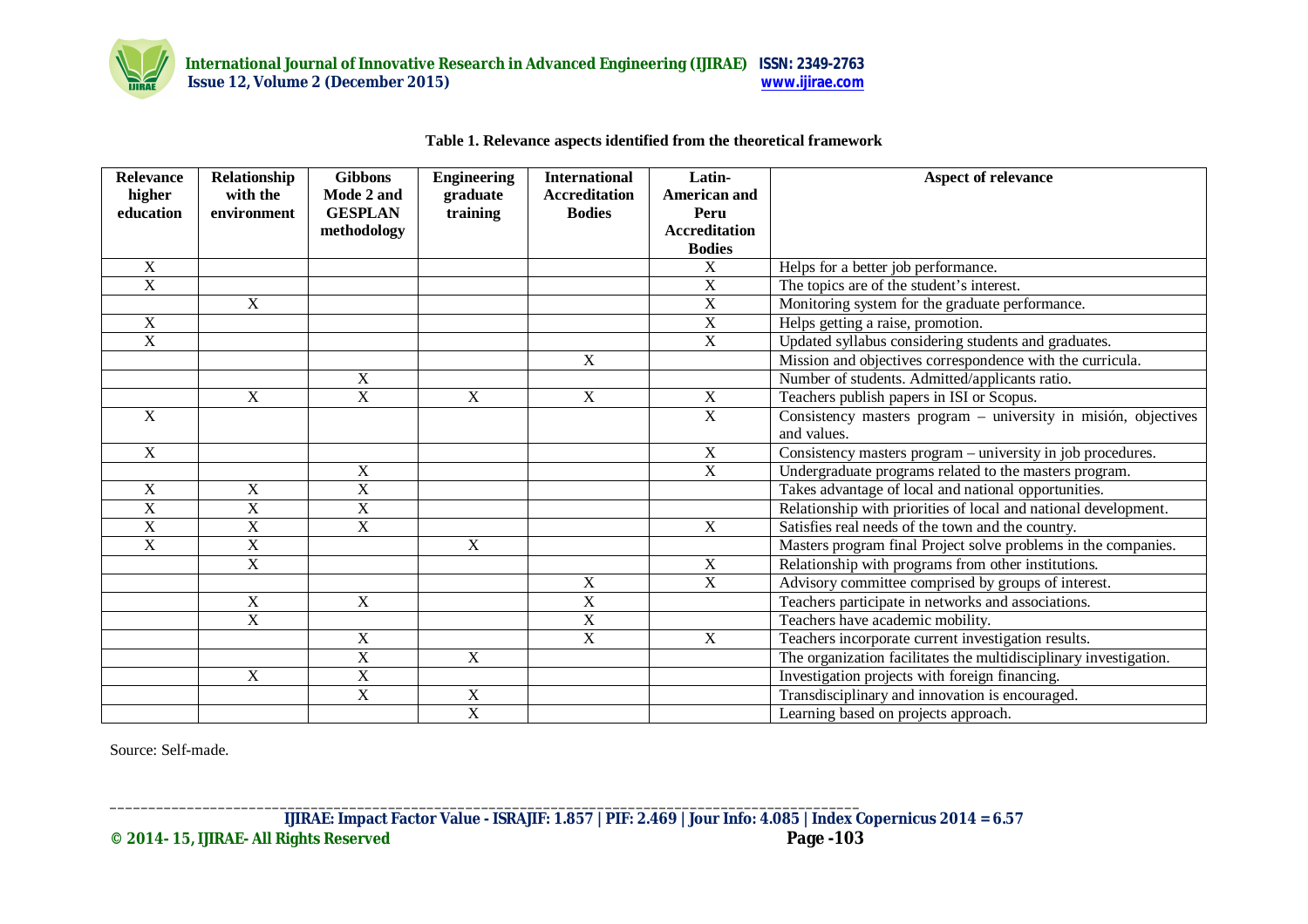**Table 1. Relevance aspects identified from the theoretical framework**

| Relevance higher education | Relationship with the environment | Gibbons Mode 2 and GESPLAN methodology | Engineering graduate training | International Accreditation Bodies | Latin-American and Peru Accreditation Bodies | Aspect of relevance |
|---|---|---|---|---|---|---|
| X | | | | | X | Helps for a better job performance. |
| X | | | | | X | The topics are of the student's interest. |
| | X | | | | X | Monitoring system for the graduate performance. |
| X | | | | | X | Helps getting a raise, promotion. |
| X | | | | | X | Updated syllabus considering students and graduates. |
| | | | | X | | Mission and objectives correspondence with the curricula. |
| | | X | | | | Number of students. Admitted/applicants ratio. |
| | X | X | X | X | X | Teachers publish papers in ISI or Scopus. |
| X | | | | | X | Consistency masters program – university in misión, objectives and values. |
| X | | | | | X | Consistency masters program – university in job procedures. |
| | | X | | | X | Undergraduate programs related to the masters program. |
| X | X | X | | | | Takes advantage of local and national opportunities. |
| X | X | X | | | | Relationship with priorities of local and national development. |
| X | X | X | | | X | Satisfies real needs of the town and the country. |
| X | X | | X | | | Masters program final Project solve problems in the companies. |
| | X | | | | X | Relationship with programs from other institutions. |
| | | | | X | X | Advisory committee comprised by groups of interest. |
| | X | X | | X | | Teachers participate in networks and associations. |
| | X | | | X | | Teachers have academic mobility. |
| | | X | | X | X | Teachers incorporate current investigation results. |
| | | X | X | | | The organization facilitates the multidisciplinary investigation. |
| | X | X | | | | Investigation projects with foreign financing. |
| | | X | X | | | Transdisciplinary and innovation is encouraged. |
| | | | X | | | Learning based on projects approach. |

Source: Self-made.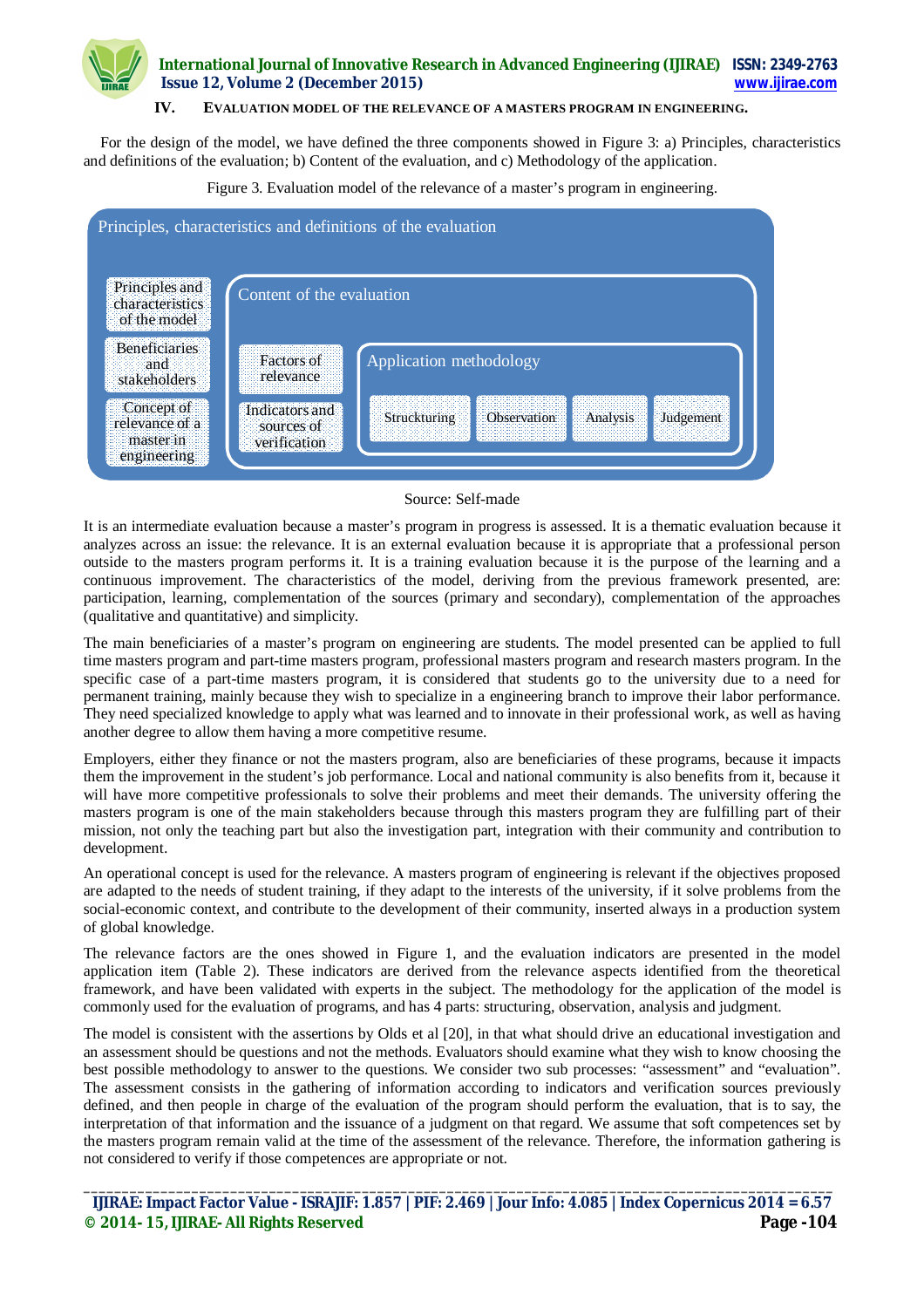## IV. EVALUATION MODEL OF THE RELEVANCE OF A MASTERS PROGRAM IN ENGINEERING.

For the design of the model, we have defined the three components showed in Figure 3: a) Principles, characteristics and definitions of the evaluation; b) Content of the evaluation, and c) Methodology of the application.

Figure 3. Evaluation model of the relevance of a master's program in engineering.

Principles, characteristics and definitions of the evaluation

Principles and characteristics of the model

Beneficiaries and stakeholders

Concept of relevance of a master in engineering

Content of the evaluation

Factors of relevance

Indicators and sources of verification

Application methodology

Struckturing | Observation | Analysis | Judgement

Source: Self-made

It is an intermediate evaluation because a master's program in progress is assessed. It is a thematic evaluation because it analyzes across an issue: the relevance. It is an external evaluation because it is appropriate that a professional person outside to the masters program performs it. It is a training evaluation because it is the purpose of the learning and a continuous improvement. The characteristics of the model, deriving from the previous framework presented, are: participation, learning, complementation of the sources (primary and secondary), complementation of the approaches (qualitative and quantitative) and simplicity.

The main beneficiaries of a master's program on engineering are students. The model presented can be applied to full time masters program and part-time masters program, professional masters program and research masters program. In the specific case of a part-time masters program, it is considered that students go to the university due to a need for permanent training, mainly because they wish to specialize in a engineering branch to improve their labor performance. They need specialized knowledge to apply what was learned and to innovate in their professional work, as well as having another degree to allow them having a more competitive resume.

Employers, either they finance or not the masters program, also are beneficiaries of these programs, because it impacts them the improvement in the student's job performance. Local and national community is also benefits from it, because it will have more competitive professionals to solve their problems and meet their demands. The university offering the masters program is one of the main stakeholders because through this masters program they are fulfilling part of their mission, not only the teaching part but also the investigation part, integration with their community and contribution to development.

An operational concept is used for the relevance. A masters program of engineering is relevant if the objectives proposed are adapted to the needs of student training, if they adapt to the interests of the university, if it solve problems from the social-economic context, and contribute to the development of their community, inserted always in a production system of global knowledge.

The relevance factors are the ones showed in Figure 1, and the evaluation indicators are presented in the model application item (Table 2). These indicators are derived from the relevance aspects identified from the theoretical framework, and have been validated with experts in the subject. The methodology for the application of the model is commonly used for the evaluation of programs, and has 4 parts: structuring, observation, analysis and judgment.

The model is consistent with the assertions by Olds et al [20], in that what should drive an educational investigation and an assessment should be questions and not the methods. Evaluators should examine what they wish to know choosing the best possible methodology to answer to the questions. We consider two sub processes: "assessment" and "evaluation". The assessment consists in the gathering of information according to indicators and verification sources previously defined, and then people in charge of the evaluation of the program should perform the evaluation, that is to say, the interpretation of that information and the issuance of a judgment on that regard. We assume that soft competences set by the masters program remain valid at the time of the assessment of the relevance. Therefore, the information gathering is not considered to verify if those competences are appropriate or not.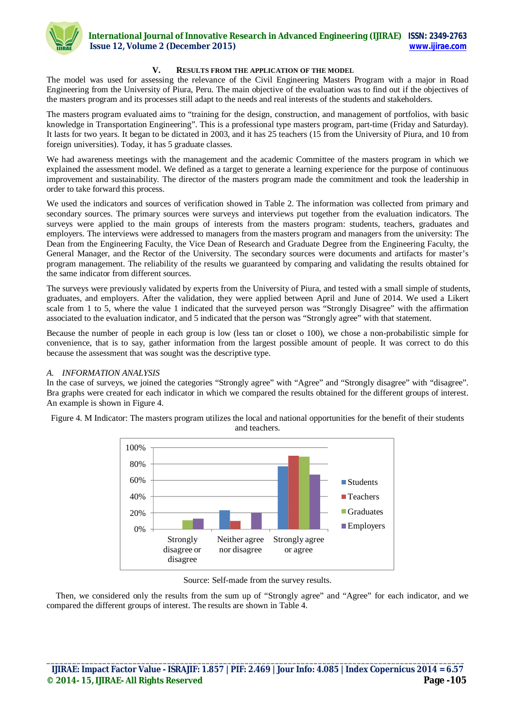## V. RESULTS FROM THE APPLICATION OF THE MODEL

The model was used for assessing the relevance of the Civil Engineering Masters Program with a major in Road Engineering from the University of Piura, Peru. The main objective of the evaluation was to find out if the objectives of the masters program and its processes still adapt to the needs and real interests of the students and stakeholders.

The masters program evaluated aims to "training for the design, construction, and management of portfolios, with basic knowledge in Transportation Engineering". This is a professional type masters program, part-time (Friday and Saturday). It lasts for two years. It began to be dictated in 2003, and it has 25 teachers (15 from the University of Piura, and 10 from foreign universities). Today, it has 5 graduate classes.

We had awareness meetings with the management and the academic Committee of the masters program in which we explained the assessment model. We defined as a target to generate a learning experience for the purpose of continuous improvement and sustainability. The director of the masters program made the commitment and took the leadership in order to take forward this process.

We used the indicators and sources of verification showed in Table 2. The information was collected from primary and secondary sources. The primary sources were surveys and interviews put together from the evaluation indicators. The surveys were applied to the main groups of interests from the masters program: students, teachers, graduates and employers. The interviews were addressed to managers from the masters program and managers from the university: The Dean from the Engineering Faculty, the Vice Dean of Research and Graduate Degree from the Engineering Faculty, the General Manager, and the Rector of the University. The secondary sources were documents and artifacts for master's program management. The reliability of the results we guaranteed by comparing and validating the results obtained for the same indicator from different sources.

The surveys were previously validated by experts from the University of Piura, and tested with a small simple of students, graduates, and employers. After the validation, they were applied between April and June of 2014. We used a Likert scale from 1 to 5, where the value 1 indicated that the surveyed person was "Strongly Disagree" with the affirmation associated to the evaluation indicator, and 5 indicated that the person was "Strongly agree" with that statement.

Because the number of people in each group is low (less tan or closet o 100), we chose a non-probabilistic simple for convenience, that is to say, gather information from the largest possible amount of people. It was correct to do this because the assessment that was sought was the descriptive type.

### *A. INFORMATION ANALYSIS*

In the case of surveys, we joined the categories "Strongly agree" with "Agree" and "Strongly disagree" with "disagree". Bra graphs were created for each indicator in which we compared the results obtained for the different groups of interest. An example is shown in Figure 4.

Figure 4. M Indicator: The masters program utilizes the local and national opportunities for the benefit of their students and teachers.

Source: Self-made from the survey results.

Then, we considered only the results from the sum up of "Strongly agree" and "Agree" for each indicator, and we compared the different groups of interest. The results are shown in Table 4.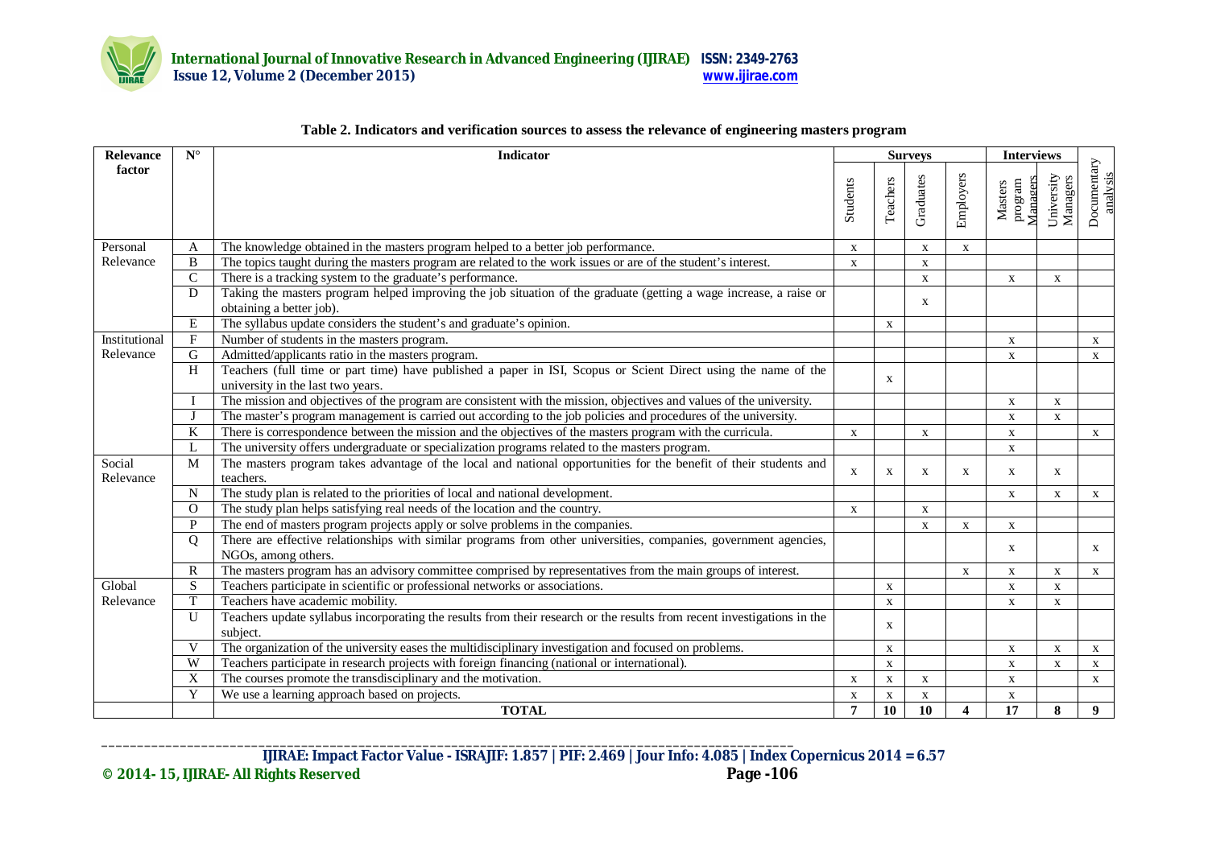**Table 2. Indicators and verification sources to assess the relevance of engineering masters program**

| Relevance factor | N° | Indicator | Surveys | | | | Interviews | | Documentary analysis |
|---|---|---|---|---|---|---|---|---|---|
| | | | Students | Teachers | Graduates | Employers | Masters program Managers | University Managers | |
| Personal Relevance | A | The knowledge obtained in the masters program helped to a better job performance. | x | | x | x | | | |
| | B | The topics taught during the masters program are related to the work issues or are of the student's interest. | x | | x | | | | |
| | C | There is a tracking system to the graduate's performance. | | | x | | x | x | |
| | D | Taking the masters program helped improving the job situation of the graduate (getting a wage increase, a raise or obtaining a better job). | | | x | | | | |
| | E | The syllabus update considers the student's and graduate's opinion. | | x | | | | | |
| Institutional Relevance | F | Number of students in the masters program. | | | | | x | | x |
| | G | Admitted/applicants ratio in the masters program. | | | | | x | | x |
| | H | Teachers (full time or part time) have published a paper in ISI, Scopus or Scient Direct using the name of the university in the last two years. | | x | | | | | |
| | I | The mission and objectives of the program are consistent with the mission, objectives and values of the university. | | | | | x | x | |
| | J | The master's program management is carried out according to the job policies and procedures of the university. | | | | | x | x | |
| | K | There is correspondence between the mission and the objectives of the masters program with the curricula. | x | | x | | x | | x |
| | L | The university offers undergraduate or specialization programs related to the masters program. | | | | | x | | |
| Social Relevance | M | The masters program takes advantage of the local and national opportunities for the benefit of their students and teachers. | x | x | x | x | x | x | |
| | N | The study plan is related to the priorities of local and national development. | | | | | x | x | x |
| | O | The study plan helps satisfying real needs of the location and the country. | x | | x | | | | |
| | P | The end of masters program projects apply or solve problems in the companies. | | | x | x | x | | |
| | Q | There are effective relationships with similar programs from other universities, companies, government agencies, NGOs, among others. | | | | | x | | x |
| | R | The masters program has an advisory committee comprised by representatives from the main groups of interest. | | | | x | x | x | x |
| Global Relevance | S | Teachers participate in scientific or professional networks or associations. | | x | | | x | x | |
| | T | Teachers have academic mobility. | | x | | | x | x | |
| | U | Teachers update syllabus incorporating the results from their research or the results from recent investigations in the subject. | | x | | | | | |
| | V | The organization of the university eases the multidisciplinary investigation and focused on problems. | | x | | | x | x | x |
| | W | Teachers participate in research projects with foreign financing (national or international). | | x | | | x | x | x |
| | X | The courses promote the transdisciplinary and the motivation. | x | x | x | | x | | x |
| | Y | We use a learning approach based on projects. | x | x | x | | x | | |
| | | **TOTAL** | **7** | **10** | **10** | **4** | **17** | **8** | **9** |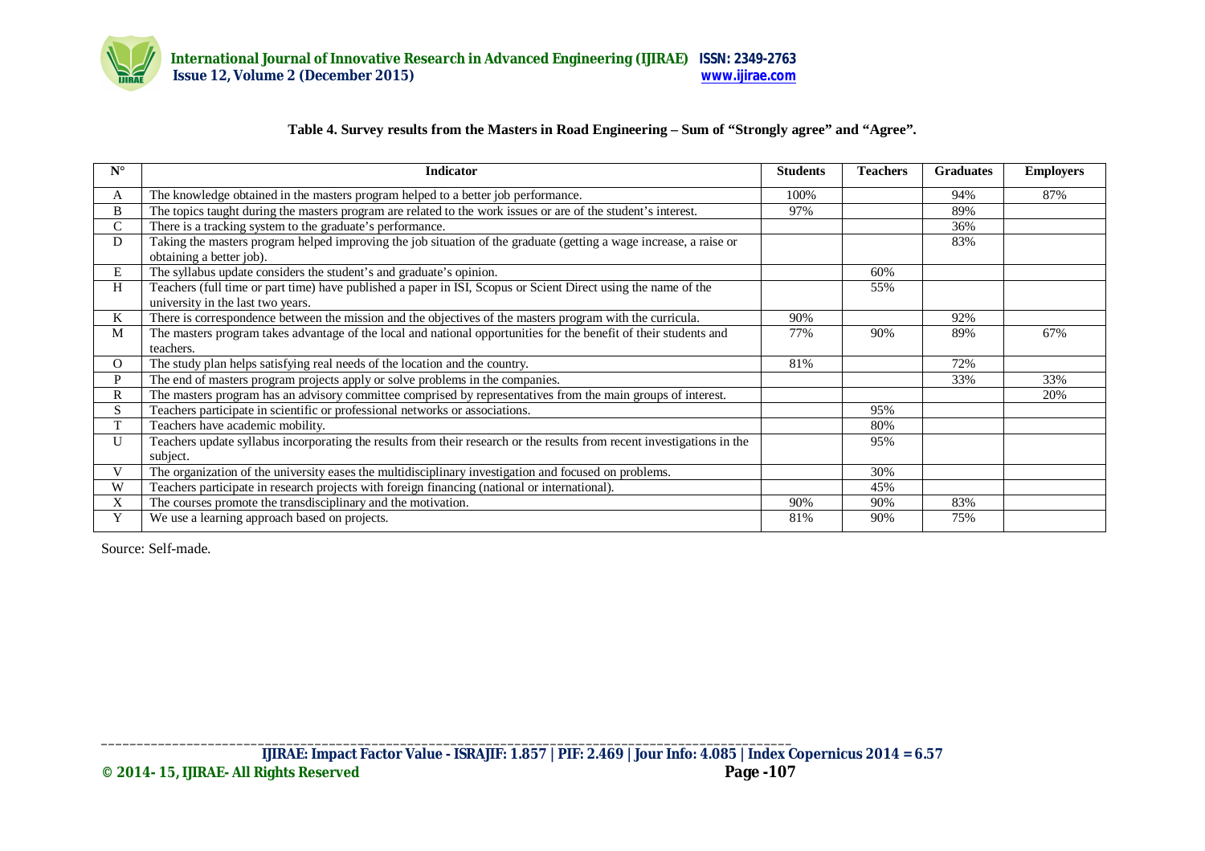**Table 4. Survey results from the Masters in Road Engineering – Sum of "Strongly agree" and "Agree".**

| N° | Indicator | Students | Teachers | Graduates | Employers |
|---|---|---|---|---|---|
| A | The knowledge obtained in the masters program helped to a better job performance. | 100% | | 94% | 87% |
| B | The topics taught during the masters program are related to the work issues or are of the student's interest. | 97% | | 89% | |
| C | There is a tracking system to the graduate's performance. | | | 36% | |
| D | Taking the masters program helped improving the job situation of the graduate (getting a wage increase, a raise or obtaining a better job). | | | 83% | |
| E | The syllabus update considers the student's and graduate's opinion. | | 60% | | |
| H | Teachers (full time or part time) have published a paper in ISI, Scopus or Scient Direct using the name of the university in the last two years. | | 55% | | |
| K | There is correspondence between the mission and the objectives of the masters program with the curricula. | 90% | | 92% | |
| M | The masters program takes advantage of the local and national opportunities for the benefit of their students and teachers. | 77% | 90% | 89% | 67% |
| O | The study plan helps satisfying real needs of the location and the country. | 81% | | 72% | |
| P | The end of masters program projects apply or solve problems in the companies. | | | 33% | 33% |
| R | The masters program has an advisory committee comprised by representatives from the main groups of interest. | | | | 20% |
| S | Teachers participate in scientific or professional networks or associations. | | 95% | | |
| T | Teachers have academic mobility. | | 80% | | |
| U | Teachers update syllabus incorporating the results from their research or the results from recent investigations in the subject. | | 95% | | |
| V | The organization of the university eases the multidisciplinary investigation and focused on problems. | | 30% | | |
| W | Teachers participate in research projects with foreign financing (national or international). | | 45% | | |
| X | The courses promote the transdisciplinary and the motivation. | 90% | 90% | 83% | |
| Y | We use a learning approach based on projects. | 81% | 90% | 75% | |

Source: Self-made.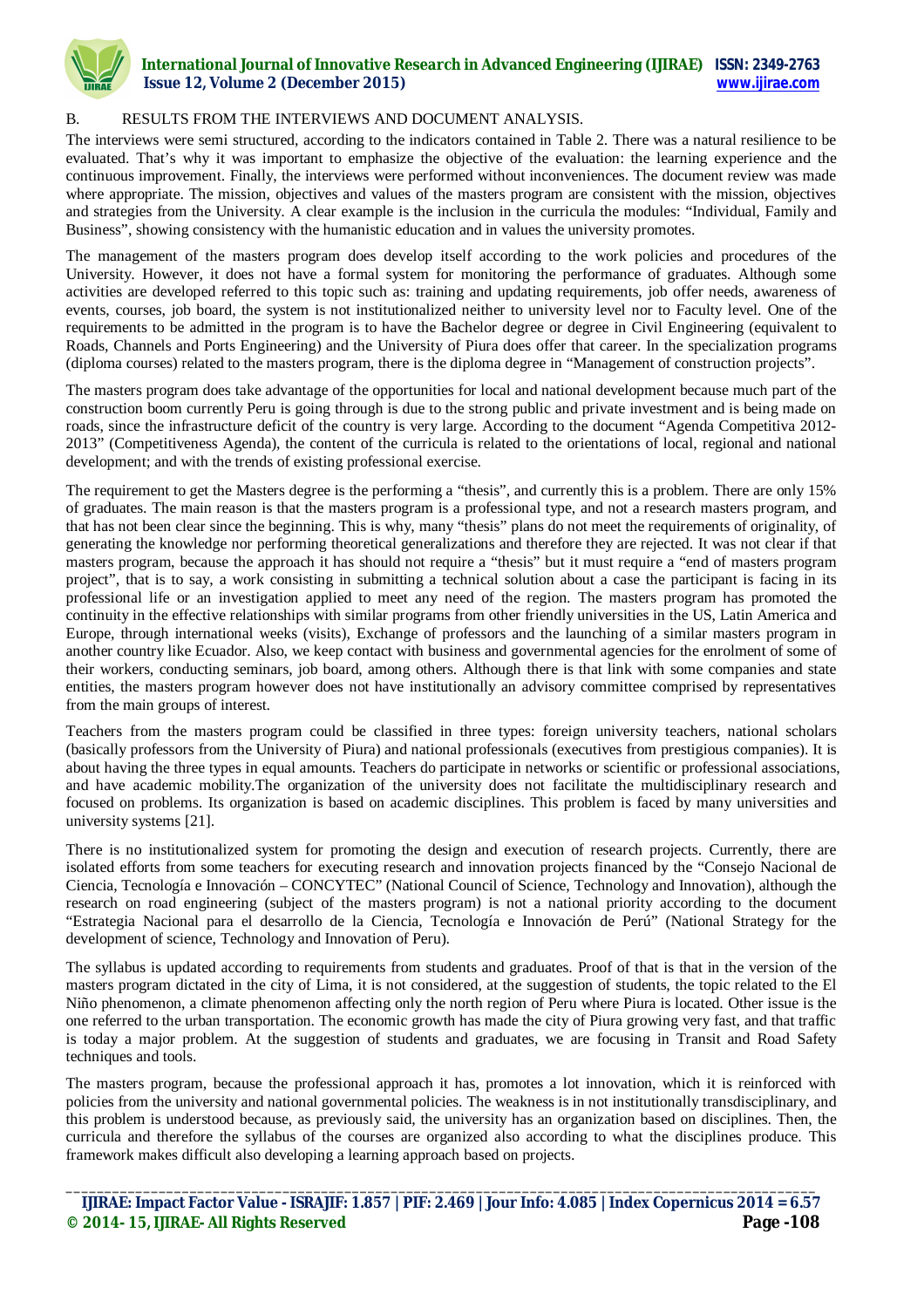B. RESULTS FROM THE INTERVIEWS AND DOCUMENT ANALYSIS.

The interviews were semi structured, according to the indicators contained in Table 2. There was a natural resilience to be evaluated. That's why it was important to emphasize the objective of the evaluation: the learning experience and the continuous improvement. Finally, the interviews were performed without inconveniences. The document review was made where appropriate. The mission, objectives and values of the masters program are consistent with the mission, objectives and strategies from the University. A clear example is the inclusion in the curricula the modules: "Individual, Family and Business", showing consistency with the humanistic education and in values the university promotes.

The management of the masters program does develop itself according to the work policies and procedures of the University. However, it does not have a formal system for monitoring the performance of graduates. Although some activities are developed referred to this topic such as: training and updating requirements, job offer needs, awareness of events, courses, job board, the system is not institutionalized neither to university level nor to Faculty level. One of the requirements to be admitted in the program is to have the Bachelor degree or degree in Civil Engineering (equivalent to Roads, Channels and Ports Engineering) and the University of Piura does offer that career. In the specialization programs (diploma courses) related to the masters program, there is the diploma degree in "Management of construction projects".

The masters program does take advantage of the opportunities for local and national development because much part of the construction boom currently Peru is going through is due to the strong public and private investment and is being made on roads, since the infrastructure deficit of the country is very large. According to the document "Agenda Competitiva 2012-2013" (Competitiveness Agenda), the content of the curricula is related to the orientations of local, regional and national development; and with the trends of existing professional exercise.

The requirement to get the Masters degree is the performing a "thesis", and currently this is a problem. There are only 15% of graduates. The main reason is that the masters program is a professional type, and not a research masters program, and that has not been clear since the beginning. This is why, many "thesis" plans do not meet the requirements of originality, of generating the knowledge nor performing theoretical generalizations and therefore they are rejected. It was not clear if that masters program, because the approach it has should not require a "thesis" but it must require a "end of masters program project", that is to say, a work consisting in submitting a technical solution about a case the participant is facing in its professional life or an investigation applied to meet any need of the region. The masters program has promoted the continuity in the effective relationships with similar programs from other friendly universities in the US, Latin America and Europe, through international weeks (visits), Exchange of professors and the launching of a similar masters program in another country like Ecuador. Also, we keep contact with business and governmental agencies for the enrolment of some of their workers, conducting seminars, job board, among others. Although there is that link with some companies and state entities, the masters program however does not have institutionally an advisory committee comprised by representatives from the main groups of interest.

Teachers from the masters program could be classified in three types: foreign university teachers, national scholars (basically professors from the University of Piura) and national professionals (executives from prestigious companies). It is about having the three types in equal amounts. Teachers do participate in networks or scientific or professional associations, and have academic mobility.The organization of the university does not facilitate the multidisciplinary research and focused on problems. Its organization is based on academic disciplines. This problem is faced by many universities and university systems [21].

There is no institutionalized system for promoting the design and execution of research projects. Currently, there are isolated efforts from some teachers for executing research and innovation projects financed by the "Consejo Nacional de Ciencia, Tecnología e Innovación – CONCYTEC" (National Council of Science, Technology and Innovation), although the research on road engineering (subject of the masters program) is not a national priority according to the document "Estrategia Nacional para el desarrollo de la Ciencia, Tecnología e Innovación de Perú" (National Strategy for the development of science, Technology and Innovation of Peru).

The syllabus is updated according to requirements from students and graduates. Proof of that is that in the version of the masters program dictated in the city of Lima, it is not considered, at the suggestion of students, the topic related to the El Niño phenomenon, a climate phenomenon affecting only the north region of Peru where Piura is located. Other issue is the one referred to the urban transportation. The economic growth has made the city of Piura growing very fast, and that traffic is today a major problem. At the suggestion of students and graduates, we are focusing in Transit and Road Safety techniques and tools.

The masters program, because the professional approach it has, promotes a lot innovation, which it is reinforced with policies from the university and national governmental policies. The weakness is in not institutionally transdisciplinary, and this problem is understood because, as previously said, the university has an organization based on disciplines. Then, the curricula and therefore the syllabus of the courses are organized also according to what the disciplines produce. This framework makes difficult also developing a learning approach based on projects.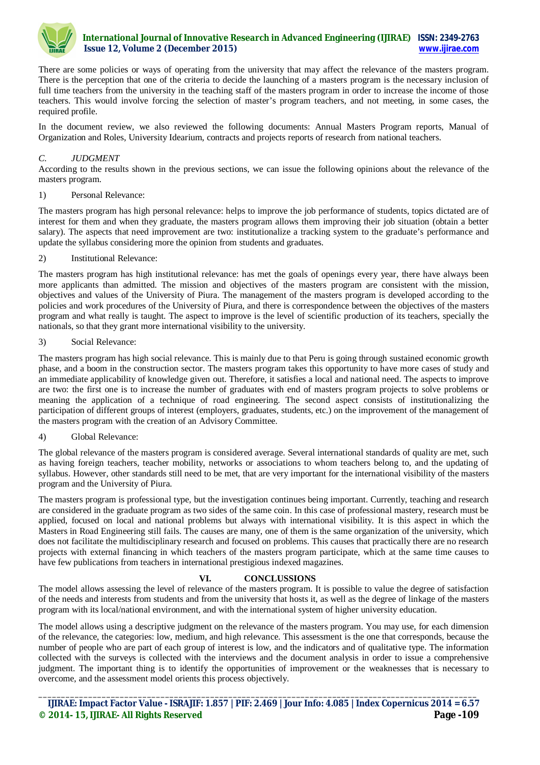There are some policies or ways of operating from the university that may affect the relevance of the masters program. There is the perception that one of the criteria to decide the launching of a masters program is the necessary inclusion of full time teachers from the university in the teaching staff of the masters program in order to increase the income of those teachers. This would involve forcing the selection of master's program teachers, and not meeting, in some cases, the required profile.

In the document review, we also reviewed the following documents: Annual Masters Program reports, Manual of Organization and Roles, University Idearium, contracts and projects reports of research from national teachers.

### *C. JUDGMENT*

According to the results shown in the previous sections, we can issue the following opinions about the relevance of the masters program.

1) Personal Relevance:

The masters program has high personal relevance: helps to improve the job performance of students, topics dictated are of interest for them and when they graduate, the masters program allows them improving their job situation (obtain a better salary). The aspects that need improvement are two: institutionalize a tracking system to the graduate's performance and update the syllabus considering more the opinion from students and graduates.

2) Institutional Relevance:

The masters program has high institutional relevance: has met the goals of openings every year, there have always been more applicants than admitted. The mission and objectives of the masters program are consistent with the mission, objectives and values of the University of Piura. The management of the masters program is developed according to the policies and work procedures of the University of Piura, and there is correspondence between the objectives of the masters program and what really is taught. The aspect to improve is the level of scientific production of its teachers, specially the nationals, so that they grant more international visibility to the university.

3) Social Relevance:

The masters program has high social relevance. This is mainly due to that Peru is going through sustained economic growth phase, and a boom in the construction sector. The masters program takes this opportunity to have more cases of study and an immediate applicability of knowledge given out. Therefore, it satisfies a local and national need. The aspects to improve are two: the first one is to increase the number of graduates with end of masters program projects to solve problems or meaning the application of a technique of road engineering. The second aspect consists of institutionalizing the participation of different groups of interest (employers, graduates, students, etc.) on the improvement of the management of the masters program with the creation of an Advisory Committee.

4) Global Relevance:

The global relevance of the masters program is considered average. Several international standards of quality are met, such as having foreign teachers, teacher mobility, networks or associations to whom teachers belong to, and the updating of syllabus. However, other standards still need to be met, that are very important for the international visibility of the masters program and the University of Piura.

The masters program is professional type, but the investigation continues being important. Currently, teaching and research are considered in the graduate program as two sides of the same coin. In this case of professional mastery, research must be applied, focused on local and national problems but always with international visibility. It is this aspect in which the Masters in Road Engineering still fails. The causes are many, one of them is the same organization of the university, which does not facilitate the multidisciplinary research and focused on problems. This causes that practically there are no research projects with external financing in which teachers of the masters program participate, which at the same time causes to have few publications from teachers in international prestigious indexed magazines.

## VI. CONCLUSSIONS

The model allows assessing the level of relevance of the masters program. It is possible to value the degree of satisfaction of the needs and interests from students and from the university that hosts it, as well as the degree of linkage of the masters program with its local/national environment, and with the international system of higher university education.

The model allows using a descriptive judgment on the relevance of the masters program. You may use, for each dimension of the relevance, the categories: low, medium, and high relevance. This assessment is the one that corresponds, because the number of people who are part of each group of interest is low, and the indicators and of qualitative type. The information collected with the surveys is collected with the interviews and the document analysis in order to issue a comprehensive judgment. The important thing is to identify the opportunities of improvement or the weaknesses that is necessary to overcome, and the assessment model orients this process objectively.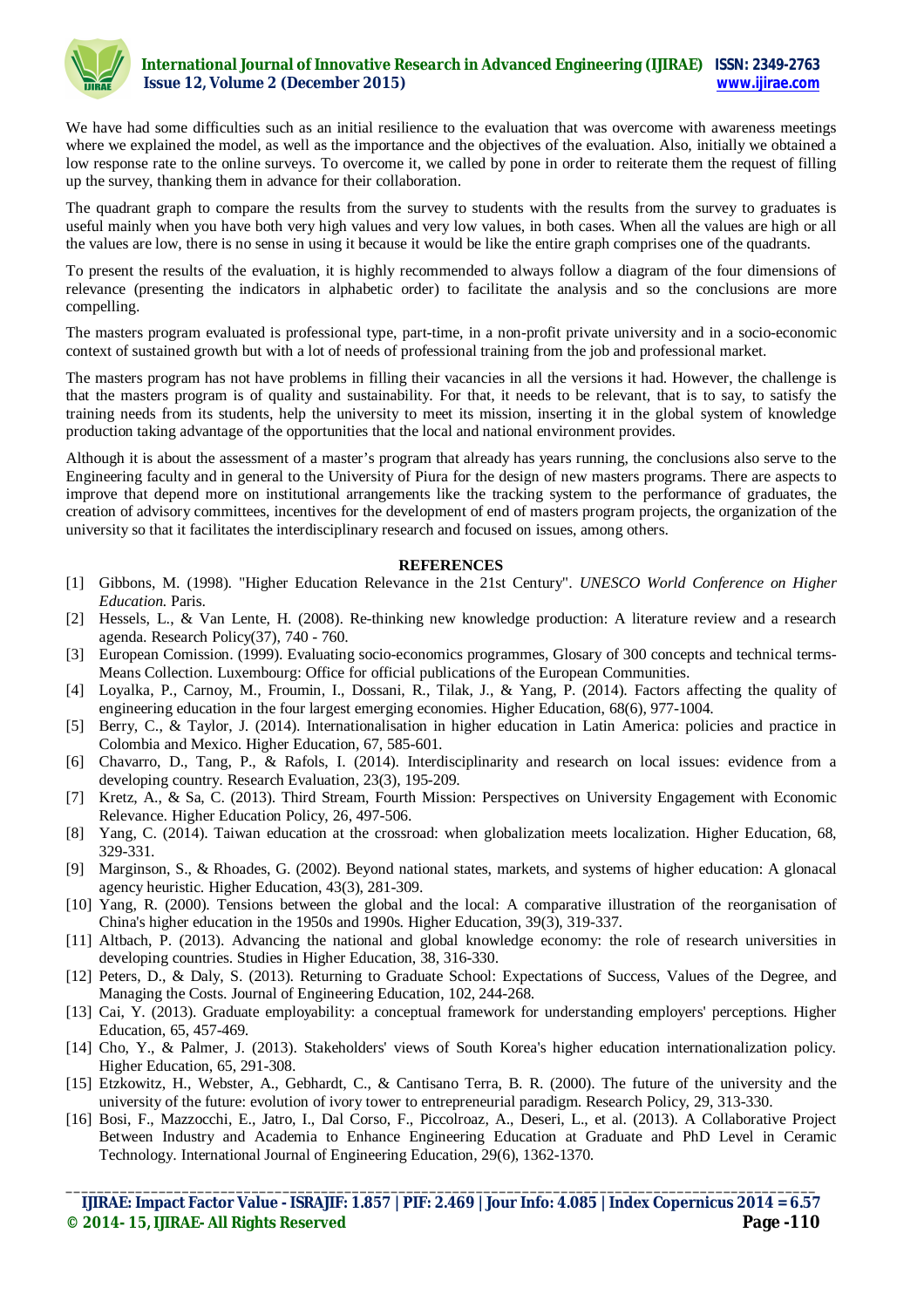We have had some difficulties such as an initial resilience to the evaluation that was overcome with awareness meetings where we explained the model, as well as the importance and the objectives of the evaluation. Also, initially we obtained a low response rate to the online surveys. To overcome it, we called by pone in order to reiterate them the request of filling up the survey, thanking them in advance for their collaboration.

The quadrant graph to compare the results from the survey to students with the results from the survey to graduates is useful mainly when you have both very high values and very low values, in both cases. When all the values are high or all the values are low, there is no sense in using it because it would be like the entire graph comprises one of the quadrants.

To present the results of the evaluation, it is highly recommended to always follow a diagram of the four dimensions of relevance (presenting the indicators in alphabetic order) to facilitate the analysis and so the conclusions are more compelling.

The masters program evaluated is professional type, part-time, in a non-profit private university and in a socio-economic context of sustained growth but with a lot of needs of professional training from the job and professional market.

The masters program has not have problems in filling their vacancies in all the versions it had. However, the challenge is that the masters program is of quality and sustainability. For that, it needs to be relevant, that is to say, to satisfy the training needs from its students, help the university to meet its mission, inserting it in the global system of knowledge production taking advantage of the opportunities that the local and national environment provides.

Although it is about the assessment of a master's program that already has years running, the conclusions also serve to the Engineering faculty and in general to the University of Piura for the design of new masters programs. There are aspects to improve that depend more on institutional arrangements like the tracking system to the performance of graduates, the creation of advisory committees, incentives for the development of end of masters program projects, the organization of the university so that it facilitates the interdisciplinary research and focused on issues, among others.

## REFERENCES

[1] Gibbons, M. (1998). "Higher Education Relevance in the 21st Century". *UNESCO World Conference on Higher Education.* Paris.

[2] Hessels, L., & Van Lente, H. (2008). Re-thinking new knowledge production: A literature review and a research agenda. Research Policy(37), 740 - 760.

[3] European Comission. (1999). Evaluating socio-economics programmes, Glosary of 300 concepts and technical terms- Means Collection. Luxembourg: Office for official publications of the European Communities.

[4] Loyalka, P., Carnoy, M., Froumin, I., Dossani, R., Tilak, J., & Yang, P. (2014). Factors affecting the quality of engineering education in the four largest emerging economies. Higher Education, 68(6), 977-1004.

[5] Berry, C., & Taylor, J. (2014). Internationalisation in higher education in Latin America: policies and practice in Colombia and Mexico. Higher Education, 67, 585-601.

[6] Chavarro, D., Tang, P., & Rafols, I. (2014). Interdisciplinarity and research on local issues: evidence from a developing country. Research Evaluation, 23(3), 195-209.

[7] Kretz, A., & Sa, C. (2013). Third Stream, Fourth Mission: Perspectives on University Engagement with Economic Relevance. Higher Education Policy, 26, 497-506.

[8] Yang, C. (2014). Taiwan education at the crossroad: when globalization meets localization. Higher Education, 68, 329-331.

[9] Marginson, S., & Rhoades, G. (2002). Beyond national states, markets, and systems of higher education: A glonacal agency heuristic. Higher Education, 43(3), 281-309.

[10] Yang, R. (2000). Tensions between the global and the local: A comparative illustration of the reorganisation of China's higher education in the 1950s and 1990s. Higher Education, 39(3), 319-337.

[11] Altbach, P. (2013). Advancing the national and global knowledge economy: the role of research universities in developing countries. Studies in Higher Education, 38, 316-330.

[12] Peters, D., & Daly, S. (2013). Returning to Graduate School: Expectations of Success, Values of the Degree, and Managing the Costs. Journal of Engineering Education, 102, 244-268.

[13] Cai, Y. (2013). Graduate employability: a conceptual framework for understanding employers' perceptions. Higher Education, 65, 457-469.

[14] Cho, Y., & Palmer, J. (2013). Stakeholders' views of South Korea's higher education internationalization policy. Higher Education, 65, 291-308.

[15] Etzkowitz, H., Webster, A., Gebhardt, C., & Cantisano Terra, B. R. (2000). The future of the university and the university of the future: evolution of ivory tower to entrepreneurial paradigm. Research Policy, 29, 313-330.

[16] Bosi, F., Mazzocchi, E., Jatro, I., Dal Corso, F., Piccolroaz, A., Deseri, L., et al. (2013). A Collaborative Project Between Industry and Academia to Enhance Engineering Education at Graduate and PhD Level in Ceramic Technology. International Journal of Engineering Education, 29(6), 1362-1370.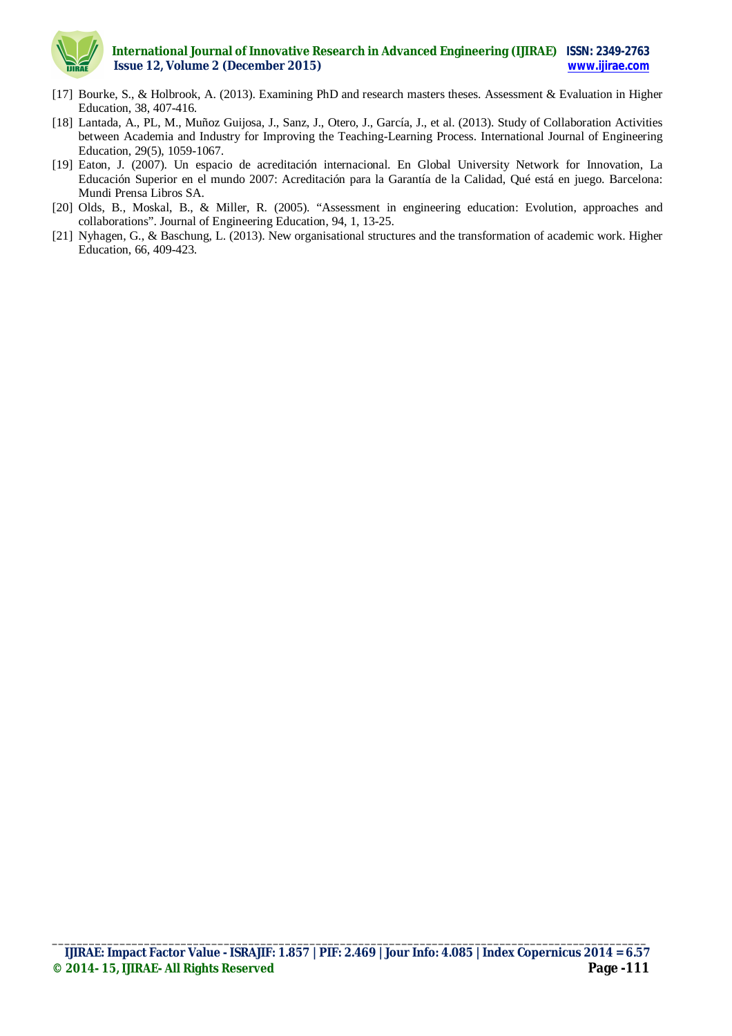[17] Bourke, S., & Holbrook, A. (2013). Examining PhD and research masters theses. Assessment & Evaluation in Higher Education, 38, 407-416.

[18] Lantada, A., PL, M., Muñoz Guijosa, J., Sanz, J., Otero, J., García, J., et al. (2013). Study of Collaboration Activities between Academia and Industry for Improving the Teaching-Learning Process. International Journal of Engineering Education, 29(5), 1059-1067.

[19] Eaton, J. (2007). Un espacio de acreditación internacional. En Global University Network for Innovation, La Educación Superior en el mundo 2007: Acreditación para la Garantía de la Calidad, Qué está en juego. Barcelona: Mundi Prensa Libros SA.

[20] Olds, B., Moskal, B., & Miller, R. (2005). "Assessment in engineering education: Evolution, approaches and collaborations". Journal of Engineering Education, 94, 1, 13-25.

[21] Nyhagen, G., & Baschung, L. (2013). New organisational structures and the transformation of academic work. Higher Education, 66, 409-423.